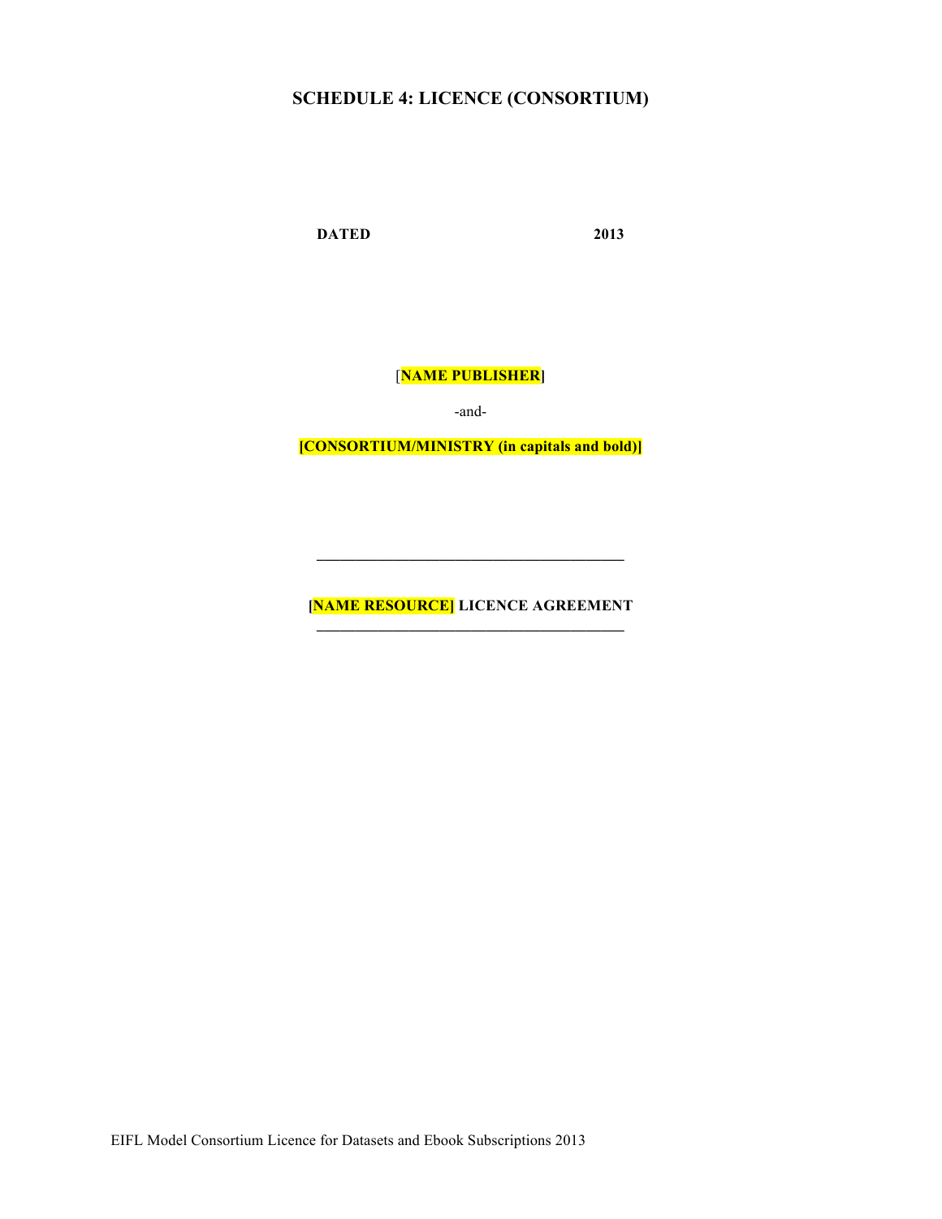# SCHEDULE 4: LICENCE (CONSORTIUM)

**DATED 2013**

[**NAME PUBLISHER**]

-and-

**[CONSORTIUM/MINISTRY (in capitals and bold)]**

---

**[NAME RESOURCE] LICENCE AGREEMENT**

---

EIFL Model Consortium Licence for Datasets and Ebook Subscriptions 2013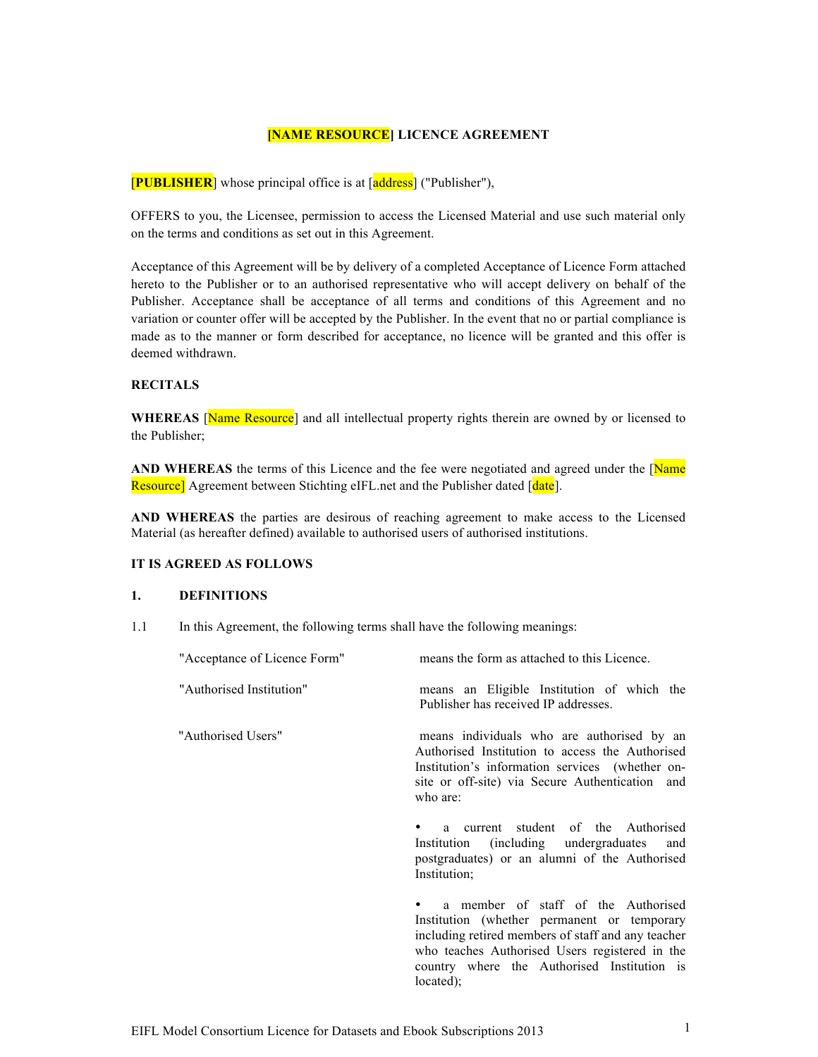# [NAME RESOURCE] LICENCE AGREEMENT

[**PUBLISHER**] whose principal office is at [address] ("Publisher"),

OFFERS to you, the Licensee, permission to access the Licensed Material and use such material only on the terms and conditions as set out in this Agreement.

Acceptance of this Agreement will be by delivery of a completed Acceptance of Licence Form attached hereto to the Publisher or to an authorised representative who will accept delivery on behalf of the Publisher. Acceptance shall be acceptance of all terms and conditions of this Agreement and no variation or counter offer will be accepted by the Publisher. In the event that no or partial compliance is made as to the manner or form described for acceptance, no licence will be granted and this offer is deemed withdrawn.

**RECITALS**

**WHEREAS** [Name Resource] and all intellectual property rights therein are owned by or licensed to the Publisher;

**AND WHEREAS** the terms of this Licence and the fee were negotiated and agreed under the [Name Resource] Agreement between Stichting eIFL.net and the Publisher dated [date].

**AND WHEREAS** the parties are desirous of reaching agreement to make access to the Licensed Material (as hereafter defined) available to authorised users of authorised institutions.

**IT IS AGREED AS FOLLOWS**

**1. DEFINITIONS**

1.1 In this Agreement, the following terms shall have the following meanings:

"Acceptance of Licence Form" means the form as attached to this Licence.

"Authorised Institution" means an Eligible Institution of which the Publisher has received IP addresses.

"Authorised Users" means individuals who are authorised by an Authorised Institution to access the Authorised Institution's information services (whether on-site or off-site) via Secure Authentication and who are:

- a current student of the Authorised Institution (including undergraduates and postgraduates) or an alumni of the Authorised Institution;

- a member of staff of the Authorised Institution (whether permanent or temporary including retired members of staff and any teacher who teaches Authorised Users registered in the country where the Authorised Institution is located);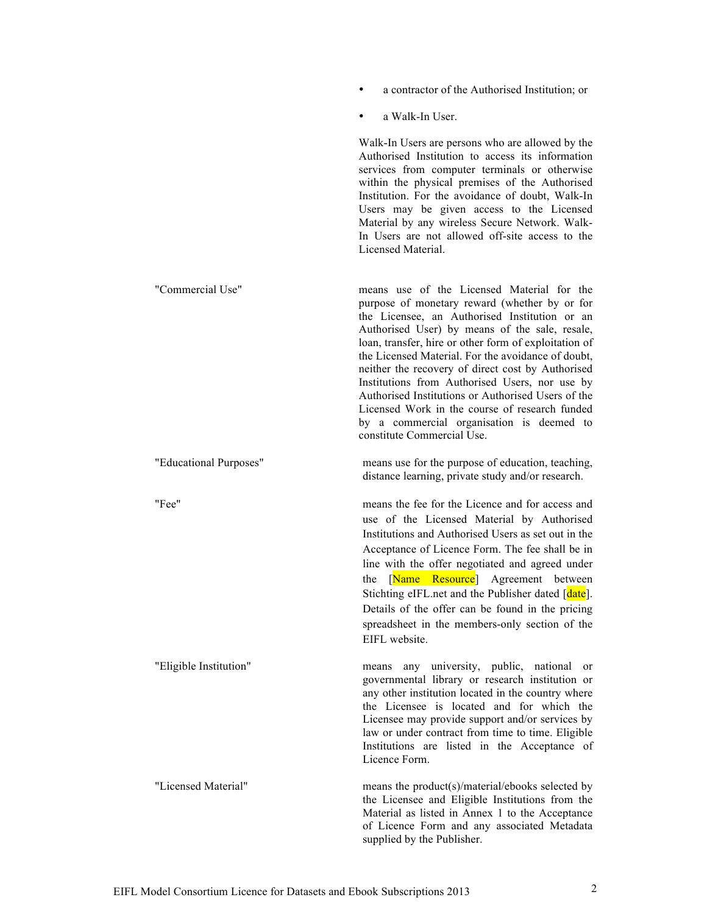- a contractor of the Authorised Institution; or
- a Walk-In User.

Walk-In Users are persons who are allowed by the Authorised Institution to access its information services from computer terminals or otherwise within the physical premises of the Authorised Institution. For the avoidance of doubt, Walk-In Users may be given access to the Licensed Material by any wireless Secure Network. Walk-In Users are not allowed off-site access to the Licensed Material.

"Commercial Use" means use of the Licensed Material for the purpose of monetary reward (whether by or for the Licensee, an Authorised Institution or an Authorised User) by means of the sale, resale, loan, transfer, hire or other form of exploitation of the Licensed Material. For the avoidance of doubt, neither the recovery of direct cost by Authorised Institutions from Authorised Users, nor use by Authorised Institutions or Authorised Users of the Licensed Work in the course of research funded by a commercial organisation is deemed to constitute Commercial Use.

"Educational Purposes" means use for the purpose of education, teaching, distance learning, private study and/or research.

"Fee" means the fee for the Licence and for access and use of the Licensed Material by Authorised Institutions and Authorised Users as set out in the Acceptance of Licence Form. The fee shall be in line with the offer negotiated and agreed under the [Name Resource] Agreement between Stichting eIFL.net and the Publisher dated [date]. Details of the offer can be found in the pricing spreadsheet in the members-only section of the EIFL website.

"Eligible Institution" means any university, public, national or governmental library or research institution or any other institution located in the country where the Licensee is located and for which the Licensee may provide support and/or services by law or under contract from time to time. Eligible Institutions are listed in the Acceptance of Licence Form.

"Licensed Material" means the product(s)/material/ebooks selected by the Licensee and Eligible Institutions from the Material as listed in Annex 1 to the Acceptance of Licence Form and any associated Metadata supplied by the Publisher.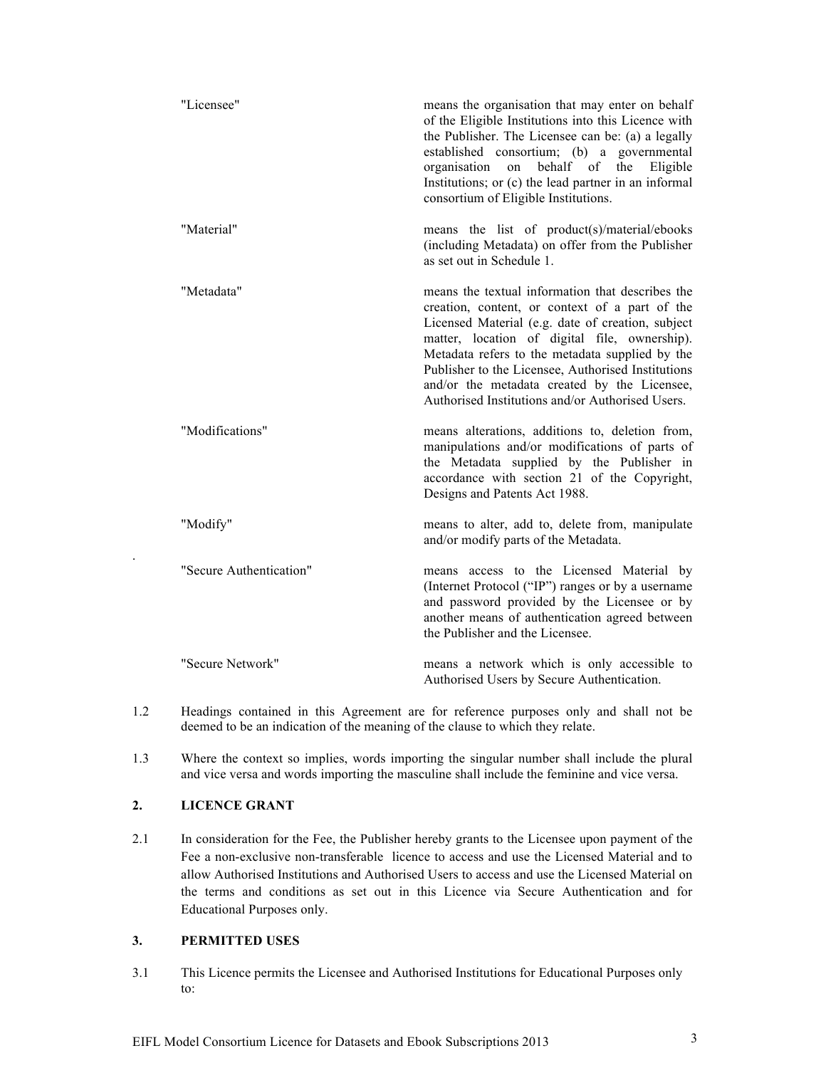| | |
|---|---|
| "Licensee" | means the organisation that may enter on behalf of the Eligible Institutions into this Licence with the Publisher. The Licensee can be: (a) a legally established consortium; (b) a governmental organisation on behalf of the Eligible Institutions; or (c) the lead partner in an informal consortium of Eligible Institutions. |
| "Material" | means the list of product(s)/material/ebooks (including Metadata) on offer from the Publisher as set out in Schedule 1. |
| "Metadata" | means the textual information that describes the creation, content, or context of a part of the Licensed Material (e.g. date of creation, subject matter, location of digital file, ownership). Metadata refers to the metadata supplied by the Publisher to the Licensee, Authorised Institutions and/or the metadata created by the Licensee, Authorised Institutions and/or Authorised Users. |
| "Modifications" | means alterations, additions to, deletion from, manipulations and/or modifications of parts of the Metadata supplied by the Publisher in accordance with section 21 of the Copyright, Designs and Patents Act 1988. |
| "Modify" | means to alter, add to, delete from, manipulate and/or modify parts of the Metadata. |
| "Secure Authentication" | means access to the Licensed Material by (Internet Protocol ("IP") ranges or by a username and password provided by the Licensee or by another means of authentication agreed between the Publisher and the Licensee. |
| "Secure Network" | means a network which is only accessible to Authorised Users by Secure Authentication. |

1.2 Headings contained in this Agreement are for reference purposes only and shall not be deemed to be an indication of the meaning of the clause to which they relate.

1.3 Where the context so implies, words importing the singular number shall include the plural and vice versa and words importing the masculine shall include the feminine and vice versa.

## 2. LICENCE GRANT

2.1 In consideration for the Fee, the Publisher hereby grants to the Licensee upon payment of the Fee a non-exclusive non-transferable licence to access and use the Licensed Material and to allow Authorised Institutions and Authorised Users to access and use the Licensed Material on the terms and conditions as set out in this Licence via Secure Authentication and for Educational Purposes only.

## 3. PERMITTED USES

3.1 This Licence permits the Licensee and Authorised Institutions for Educational Purposes only to: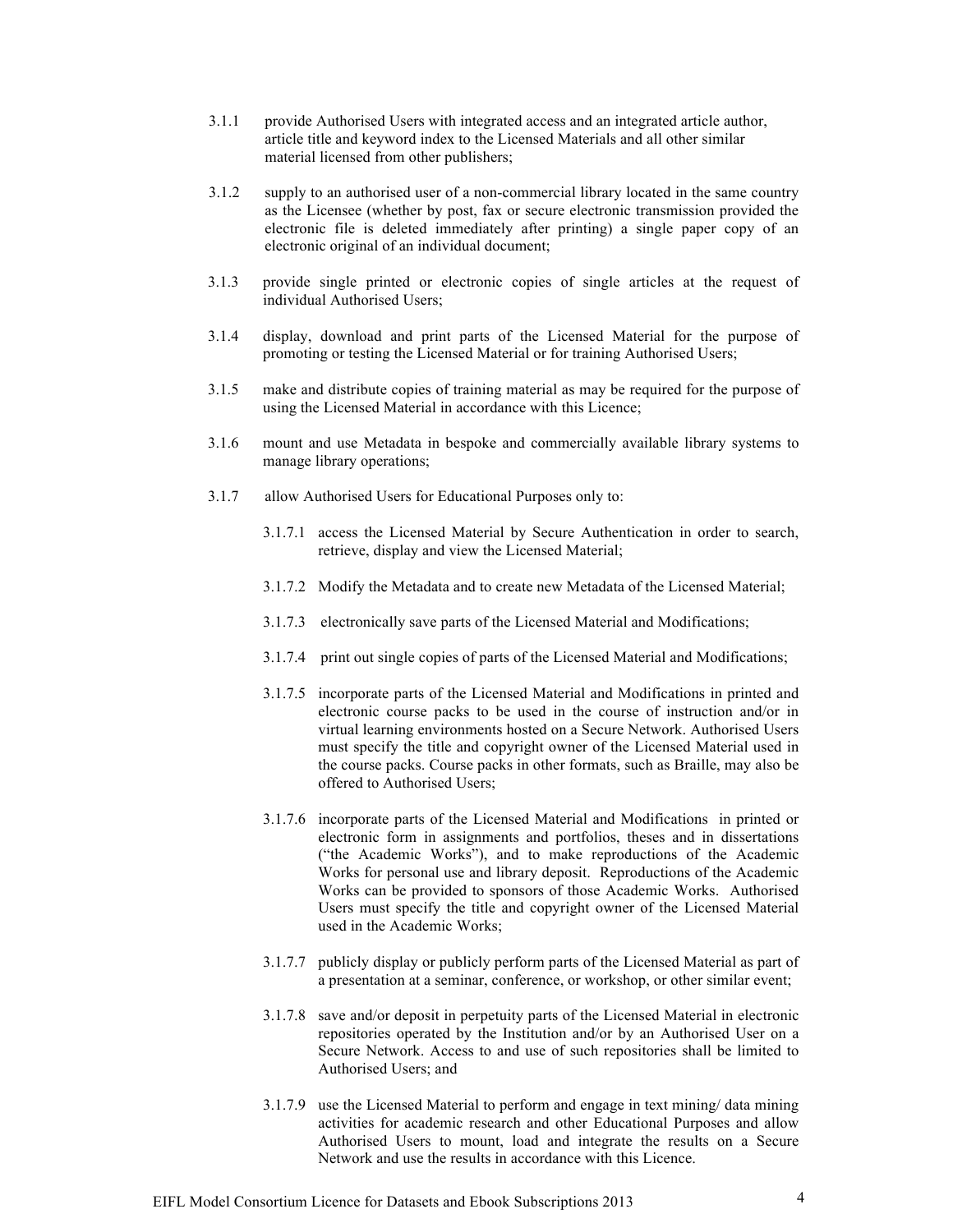3.1.1 provide Authorised Users with integrated access and an integrated article author, article title and keyword index to the Licensed Materials and all other similar material licensed from other publishers;

3.1.2 supply to an authorised user of a non-commercial library located in the same country as the Licensee (whether by post, fax or secure electronic transmission provided the electronic file is deleted immediately after printing) a single paper copy of an electronic original of an individual document;

3.1.3 provide single printed or electronic copies of single articles at the request of individual Authorised Users;

3.1.4 display, download and print parts of the Licensed Material for the purpose of promoting or testing the Licensed Material or for training Authorised Users;

3.1.5 make and distribute copies of training material as may be required for the purpose of using the Licensed Material in accordance with this Licence;

3.1.6 mount and use Metadata in bespoke and commercially available library systems to manage library operations;

3.1.7 allow Authorised Users for Educational Purposes only to:

3.1.7.1 access the Licensed Material by Secure Authentication in order to search, retrieve, display and view the Licensed Material;

3.1.7.2 Modify the Metadata and to create new Metadata of the Licensed Material;

3.1.7.3 electronically save parts of the Licensed Material and Modifications;

3.1.7.4 print out single copies of parts of the Licensed Material and Modifications;

3.1.7.5 incorporate parts of the Licensed Material and Modifications in printed and electronic course packs to be used in the course of instruction and/or in virtual learning environments hosted on a Secure Network. Authorised Users must specify the title and copyright owner of the Licensed Material used in the course packs. Course packs in other formats, such as Braille, may also be offered to Authorised Users;

3.1.7.6 incorporate parts of the Licensed Material and Modifications in printed or electronic form in assignments and portfolios, theses and in dissertations ("the Academic Works"), and to make reproductions of the Academic Works for personal use and library deposit. Reproductions of the Academic Works can be provided to sponsors of those Academic Works. Authorised Users must specify the title and copyright owner of the Licensed Material used in the Academic Works;

3.1.7.7 publicly display or publicly perform parts of the Licensed Material as part of a presentation at a seminar, conference, or workshop, or other similar event;

3.1.7.8 save and/or deposit in perpetuity parts of the Licensed Material in electronic repositories operated by the Institution and/or by an Authorised User on a Secure Network. Access to and use of such repositories shall be limited to Authorised Users; and

3.1.7.9 use the Licensed Material to perform and engage in text mining/ data mining activities for academic research and other Educational Purposes and allow Authorised Users to mount, load and integrate the results on a Secure Network and use the results in accordance with this Licence.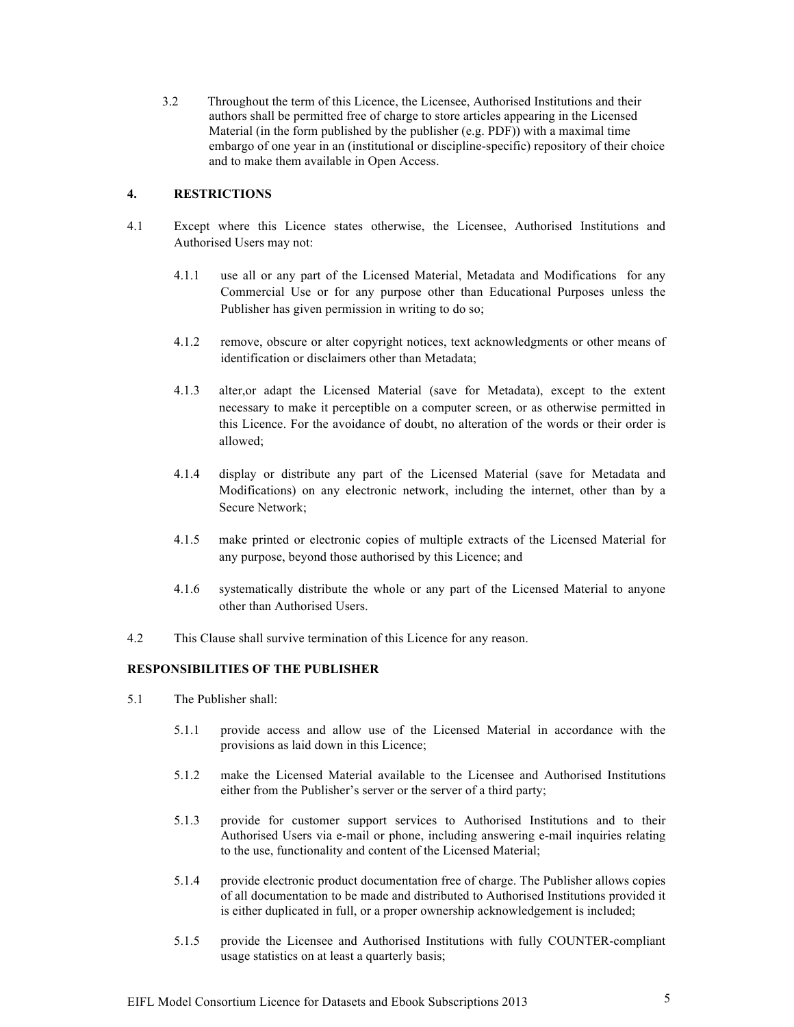3.2 Throughout the term of this Licence, the Licensee, Authorised Institutions and their authors shall be permitted free of charge to store articles appearing in the Licensed Material (in the form published by the publisher (e.g. PDF)) with a maximal time embargo of one year in an (institutional or discipline-specific) repository of their choice and to make them available in Open Access.

## 4. RESTRICTIONS

4.1 Except where this Licence states otherwise, the Licensee, Authorised Institutions and Authorised Users may not:

4.1.1 use all or any part of the Licensed Material, Metadata and Modifications for any Commercial Use or for any purpose other than Educational Purposes unless the Publisher has given permission in writing to do so;

4.1.2 remove, obscure or alter copyright notices, text acknowledgments or other means of identification or disclaimers other than Metadata;

4.1.3 alter,or adapt the Licensed Material (save for Metadata), except to the extent necessary to make it perceptible on a computer screen, or as otherwise permitted in this Licence. For the avoidance of doubt, no alteration of the words or their order is allowed;

4.1.4 display or distribute any part of the Licensed Material (save for Metadata and Modifications) on any electronic network, including the internet, other than by a Secure Network;

4.1.5 make printed or electronic copies of multiple extracts of the Licensed Material for any purpose, beyond those authorised by this Licence; and

4.1.6 systematically distribute the whole or any part of the Licensed Material to anyone other than Authorised Users.

4.2 This Clause shall survive termination of this Licence for any reason.

## RESPONSIBILITIES OF THE PUBLISHER

5.1 The Publisher shall:

5.1.1 provide access and allow use of the Licensed Material in accordance with the provisions as laid down in this Licence;

5.1.2 make the Licensed Material available to the Licensee and Authorised Institutions either from the Publisher's server or the server of a third party;

5.1.3 provide for customer support services to Authorised Institutions and to their Authorised Users via e-mail or phone, including answering e-mail inquiries relating to the use, functionality and content of the Licensed Material;

5.1.4 provide electronic product documentation free of charge. The Publisher allows copies of all documentation to be made and distributed to Authorised Institutions provided it is either duplicated in full, or a proper ownership acknowledgement is included;

5.1.5 provide the Licensee and Authorised Institutions with fully COUNTER-compliant usage statistics on at least a quarterly basis;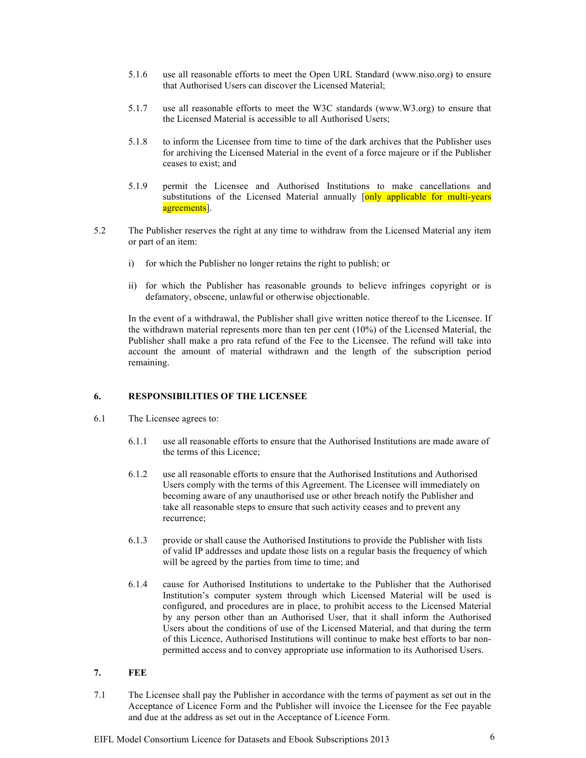5.1.6 use all reasonable efforts to meet the Open URL Standard (www.niso.org) to ensure that Authorised Users can discover the Licensed Material;

5.1.7 use all reasonable efforts to meet the W3C standards (www.W3.org) to ensure that the Licensed Material is accessible to all Authorised Users;

5.1.8 to inform the Licensee from time to time of the dark archives that the Publisher uses for archiving the Licensed Material in the event of a force majeure or if the Publisher ceases to exist; and

5.1.9 permit the Licensee and Authorised Institutions to make cancellations and substitutions of the Licensed Material annually [only applicable for multi-years agreements].

5.2 The Publisher reserves the right at any time to withdraw from the Licensed Material any item or part of an item:

i) for which the Publisher no longer retains the right to publish; or

ii) for which the Publisher has reasonable grounds to believe infringes copyright or is defamatory, obscene, unlawful or otherwise objectionable.

In the event of a withdrawal, the Publisher shall give written notice thereof to the Licensee. If the withdrawn material represents more than ten per cent (10%) of the Licensed Material, the Publisher shall make a pro rata refund of the Fee to the Licensee. The refund will take into account the amount of material withdrawn and the length of the subscription period remaining.

## 6. RESPONSIBILITIES OF THE LICENSEE

6.1 The Licensee agrees to:

6.1.1 use all reasonable efforts to ensure that the Authorised Institutions are made aware of the terms of this Licence;

6.1.2 use all reasonable efforts to ensure that the Authorised Institutions and Authorised Users comply with the terms of this Agreement. The Licensee will immediately on becoming aware of any unauthorised use or other breach notify the Publisher and take all reasonable steps to ensure that such activity ceases and to prevent any recurrence;

6.1.3 provide or shall cause the Authorised Institutions to provide the Publisher with lists of valid IP addresses and update those lists on a regular basis the frequency of which will be agreed by the parties from time to time; and

6.1.4 cause for Authorised Institutions to undertake to the Publisher that the Authorised Institution's computer system through which Licensed Material will be used is configured, and procedures are in place, to prohibit access to the Licensed Material by any person other than an Authorised User, that it shall inform the Authorised Users about the conditions of use of the Licensed Material, and that during the term of this Licence, Authorised Institutions will continue to make best efforts to bar non-permitted access and to convey appropriate use information to its Authorised Users.

## 7. FEE

7.1 The Licensee shall pay the Publisher in accordance with the terms of payment as set out in the Acceptance of Licence Form and the Publisher will invoice the Licensee for the Fee payable and due at the address as set out in the Acceptance of Licence Form.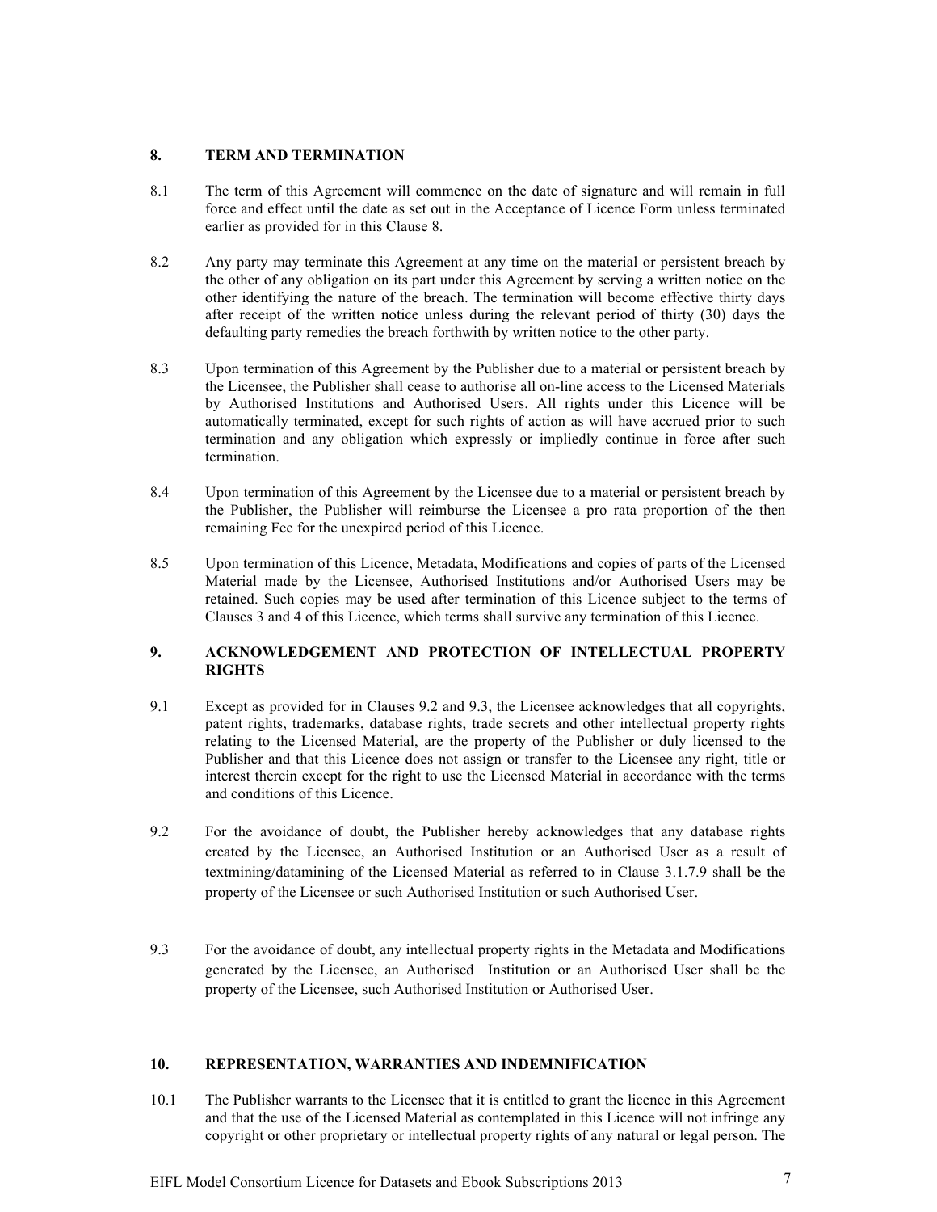## 8. TERM AND TERMINATION

8.1 The term of this Agreement will commence on the date of signature and will remain in full force and effect until the date as set out in the Acceptance of Licence Form unless terminated earlier as provided for in this Clause 8.

8.2 Any party may terminate this Agreement at any time on the material or persistent breach by the other of any obligation on its part under this Agreement by serving a written notice on the other identifying the nature of the breach. The termination will become effective thirty days after receipt of the written notice unless during the relevant period of thirty (30) days the defaulting party remedies the breach forthwith by written notice to the other party.

8.3 Upon termination of this Agreement by the Publisher due to a material or persistent breach by the Licensee, the Publisher shall cease to authorise all on-line access to the Licensed Materials by Authorised Institutions and Authorised Users. All rights under this Licence will be automatically terminated, except for such rights of action as will have accrued prior to such termination and any obligation which expressly or impliedly continue in force after such termination.

8.4 Upon termination of this Agreement by the Licensee due to a material or persistent breach by the Publisher, the Publisher will reimburse the Licensee a pro rata proportion of the then remaining Fee for the unexpired period of this Licence.

8.5 Upon termination of this Licence, Metadata, Modifications and copies of parts of the Licensed Material made by the Licensee, Authorised Institutions and/or Authorised Users may be retained. Such copies may be used after termination of this Licence subject to the terms of Clauses 3 and 4 of this Licence, which terms shall survive any termination of this Licence.

## 9. ACKNOWLEDGEMENT AND PROTECTION OF INTELLECTUAL PROPERTY RIGHTS

9.1 Except as provided for in Clauses 9.2 and 9.3, the Licensee acknowledges that all copyrights, patent rights, trademarks, database rights, trade secrets and other intellectual property rights relating to the Licensed Material, are the property of the Publisher or duly licensed to the Publisher and that this Licence does not assign or transfer to the Licensee any right, title or interest therein except for the right to use the Licensed Material in accordance with the terms and conditions of this Licence.

9.2 For the avoidance of doubt, the Publisher hereby acknowledges that any database rights created by the Licensee, an Authorised Institution or an Authorised User as a result of textmining/datamining of the Licensed Material as referred to in Clause 3.1.7.9 shall be the property of the Licensee or such Authorised Institution or such Authorised User.

9.3 For the avoidance of doubt, any intellectual property rights in the Metadata and Modifications generated by the Licensee, an Authorised Institution or an Authorised User shall be the property of the Licensee, such Authorised Institution or Authorised User.

## 10. REPRESENTATION, WARRANTIES AND INDEMNIFICATION

10.1 The Publisher warrants to the Licensee that it is entitled to grant the licence in this Agreement and that the use of the Licensed Material as contemplated in this Licence will not infringe any copyright or other proprietary or intellectual property rights of any natural or legal person. The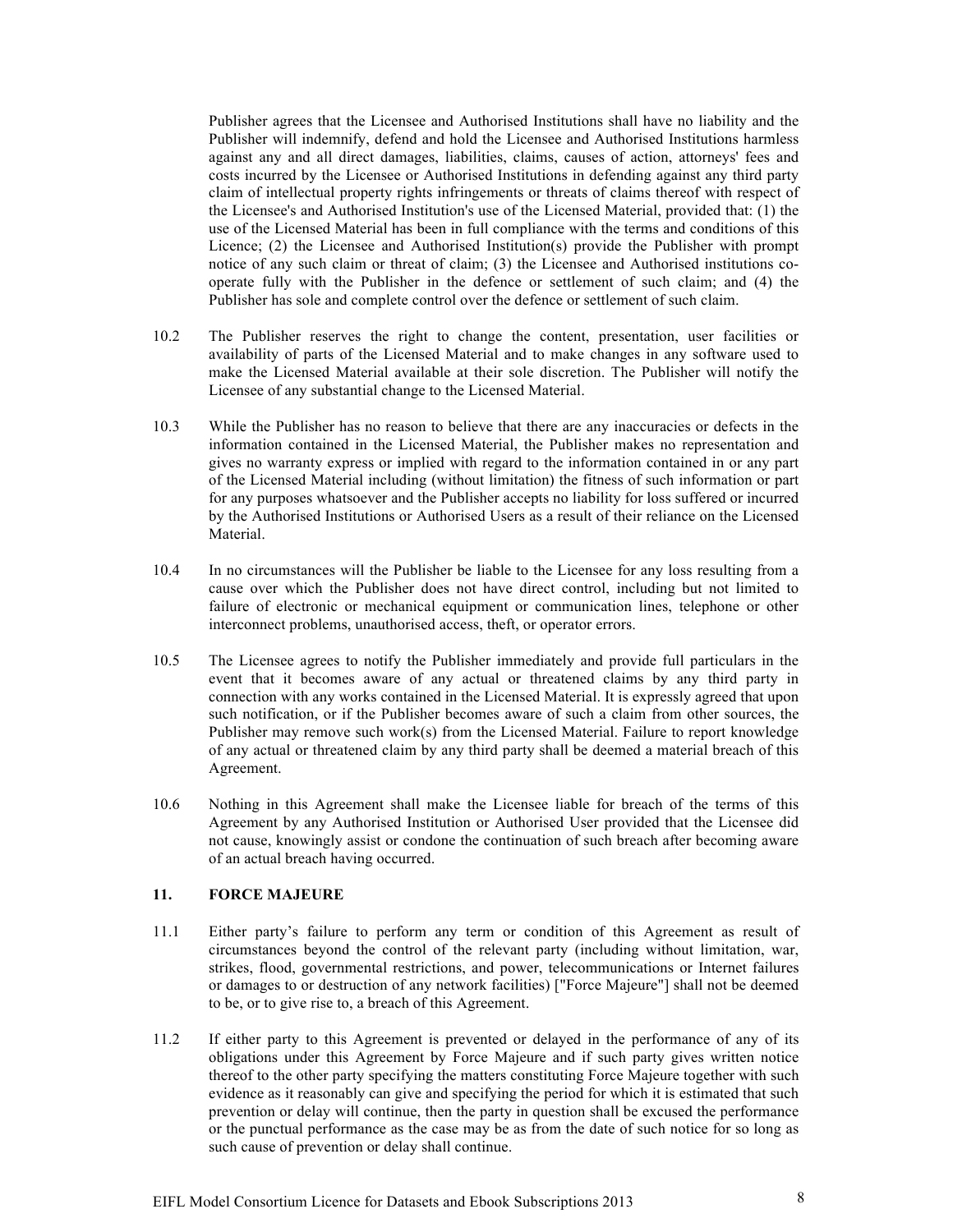Publisher agrees that the Licensee and Authorised Institutions shall have no liability and the Publisher will indemnify, defend and hold the Licensee and Authorised Institutions harmless against any and all direct damages, liabilities, claims, causes of action, attorneys' fees and costs incurred by the Licensee or Authorised Institutions in defending against any third party claim of intellectual property rights infringements or threats of claims thereof with respect of the Licensee's and Authorised Institution's use of the Licensed Material, provided that: (1) the use of the Licensed Material has been in full compliance with the terms and conditions of this Licence; (2) the Licensee and Authorised Institution(s) provide the Publisher with prompt notice of any such claim or threat of claim; (3) the Licensee and Authorised institutions co-operate fully with the Publisher in the defence or settlement of such claim; and (4) the Publisher has sole and complete control over the defence or settlement of such claim.

10.2 The Publisher reserves the right to change the content, presentation, user facilities or availability of parts of the Licensed Material and to make changes in any software used to make the Licensed Material available at their sole discretion. The Publisher will notify the Licensee of any substantial change to the Licensed Material.

10.3 While the Publisher has no reason to believe that there are any inaccuracies or defects in the information contained in the Licensed Material, the Publisher makes no representation and gives no warranty express or implied with regard to the information contained in or any part of the Licensed Material including (without limitation) the fitness of such information or part for any purposes whatsoever and the Publisher accepts no liability for loss suffered or incurred by the Authorised Institutions or Authorised Users as a result of their reliance on the Licensed Material.

10.4 In no circumstances will the Publisher be liable to the Licensee for any loss resulting from a cause over which the Publisher does not have direct control, including but not limited to failure of electronic or mechanical equipment or communication lines, telephone or other interconnect problems, unauthorised access, theft, or operator errors.

10.5 The Licensee agrees to notify the Publisher immediately and provide full particulars in the event that it becomes aware of any actual or threatened claims by any third party in connection with any works contained in the Licensed Material. It is expressly agreed that upon such notification, or if the Publisher becomes aware of such a claim from other sources, the Publisher may remove such work(s) from the Licensed Material. Failure to report knowledge of any actual or threatened claim by any third party shall be deemed a material breach of this Agreement.

10.6 Nothing in this Agreement shall make the Licensee liable for breach of the terms of this Agreement by any Authorised Institution or Authorised User provided that the Licensee did not cause, knowingly assist or condone the continuation of such breach after becoming aware of an actual breach having occurred.

## 11. FORCE MAJEURE

11.1 Either party's failure to perform any term or condition of this Agreement as result of circumstances beyond the control of the relevant party (including without limitation, war, strikes, flood, governmental restrictions, and power, telecommunications or Internet failures or damages to or destruction of any network facilities) ["Force Majeure"] shall not be deemed to be, or to give rise to, a breach of this Agreement.

11.2 If either party to this Agreement is prevented or delayed in the performance of any of its obligations under this Agreement by Force Majeure and if such party gives written notice thereof to the other party specifying the matters constituting Force Majeure together with such evidence as it reasonably can give and specifying the period for which it is estimated that such prevention or delay will continue, then the party in question shall be excused the performance or the punctual performance as the case may be as from the date of such notice for so long as such cause of prevention or delay shall continue.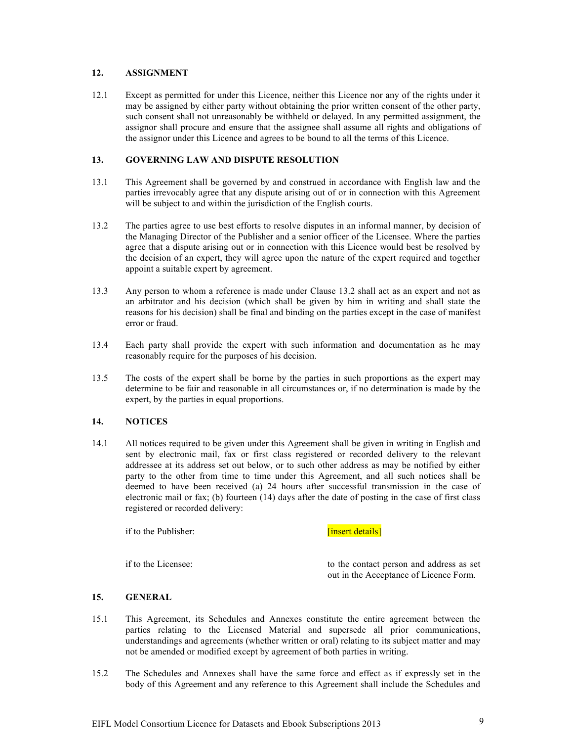## 12. ASSIGNMENT

12.1 Except as permitted for under this Licence, neither this Licence nor any of the rights under it may be assigned by either party without obtaining the prior written consent of the other party, such consent shall not unreasonably be withheld or delayed. In any permitted assignment, the assignor shall procure and ensure that the assignee shall assume all rights and obligations of the assignor under this Licence and agrees to be bound to all the terms of this Licence.

## 13. GOVERNING LAW AND DISPUTE RESOLUTION

13.1 This Agreement shall be governed by and construed in accordance with English law and the parties irrevocably agree that any dispute arising out of or in connection with this Agreement will be subject to and within the jurisdiction of the English courts.

13.2 The parties agree to use best efforts to resolve disputes in an informal manner, by decision of the Managing Director of the Publisher and a senior officer of the Licensee. Where the parties agree that a dispute arising out or in connection with this Licence would best be resolved by the decision of an expert, they will agree upon the nature of the expert required and together appoint a suitable expert by agreement.

13.3 Any person to whom a reference is made under Clause 13.2 shall act as an expert and not as an arbitrator and his decision (which shall be given by him in writing and shall state the reasons for his decision) shall be final and binding on the parties except in the case of manifest error or fraud.

13.4 Each party shall provide the expert with such information and documentation as he may reasonably require for the purposes of his decision.

13.5 The costs of the expert shall be borne by the parties in such proportions as the expert may determine to be fair and reasonable in all circumstances or, if no determination is made by the expert, by the parties in equal proportions.

## 14. NOTICES

14.1 All notices required to be given under this Agreement shall be given in writing in English and sent by electronic mail, fax or first class registered or recorded delivery to the relevant addressee at its address set out below, or to such other address as may be notified by either party to the other from time to time under this Agreement, and all such notices shall be deemed to have been received (a) 24 hours after successful transmission in the case of electronic mail or fax; (b) fourteen (14) days after the date of posting in the case of first class registered or recorded delivery:

if to the Publisher: [insert details]

if to the Licensee: to the contact person and address as set out in the Acceptance of Licence Form.

## 15. GENERAL

15.1 This Agreement, its Schedules and Annexes constitute the entire agreement between the parties relating to the Licensed Material and supersede all prior communications, understandings and agreements (whether written or oral) relating to its subject matter and may not be amended or modified except by agreement of both parties in writing.

15.2 The Schedules and Annexes shall have the same force and effect as if expressly set in the body of this Agreement and any reference to this Agreement shall include the Schedules and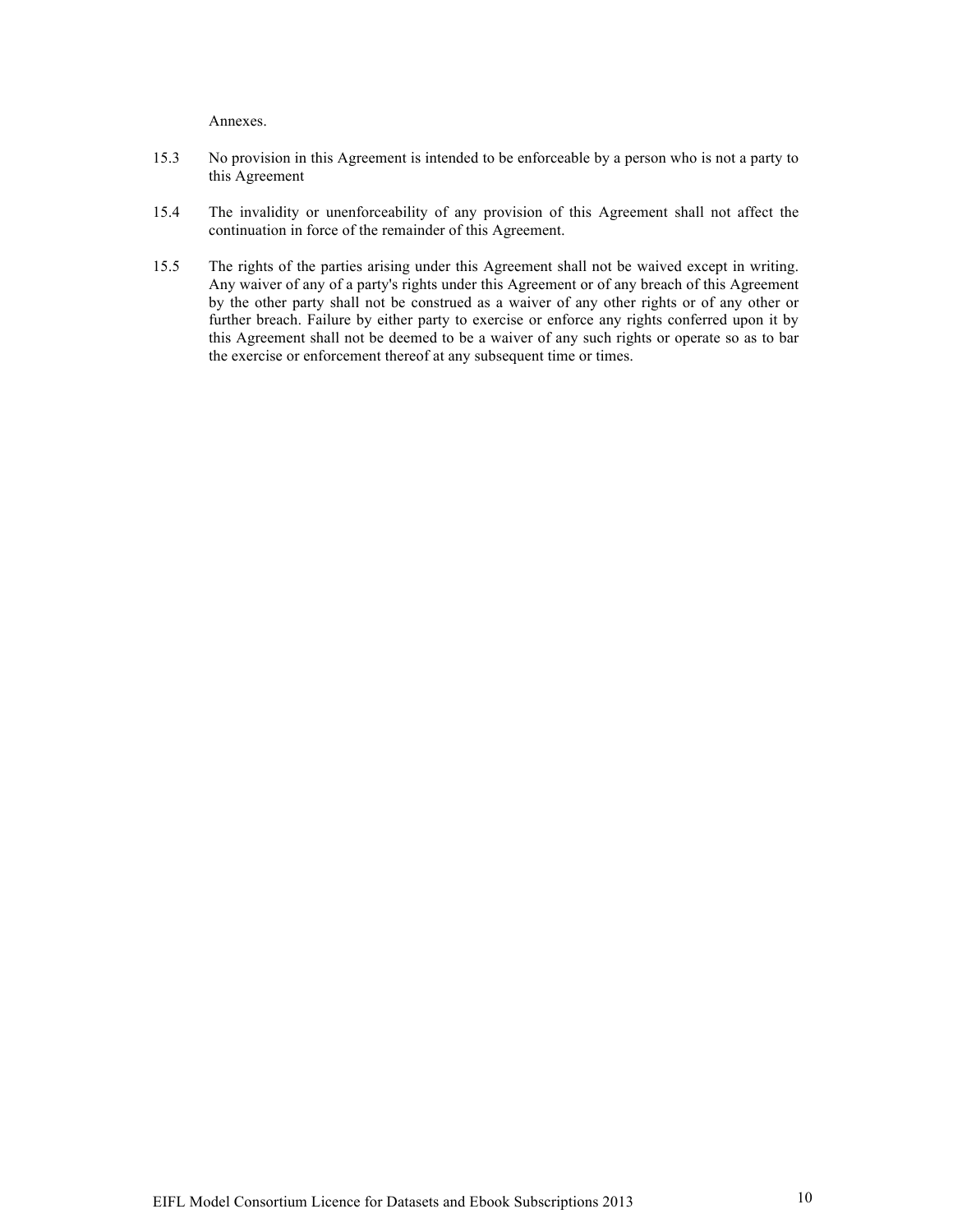Annexes.

15.3 No provision in this Agreement is intended to be enforceable by a person who is not a party to this Agreement

15.4 The invalidity or unenforceability of any provision of this Agreement shall not affect the continuation in force of the remainder of this Agreement.

15.5 The rights of the parties arising under this Agreement shall not be waived except in writing. Any waiver of any of a party's rights under this Agreement or of any breach of this Agreement by the other party shall not be construed as a waiver of any other rights or of any other or further breach. Failure by either party to exercise or enforce any rights conferred upon it by this Agreement shall not be deemed to be a waiver of any such rights or operate so as to bar the exercise or enforcement thereof at any subsequent time or times.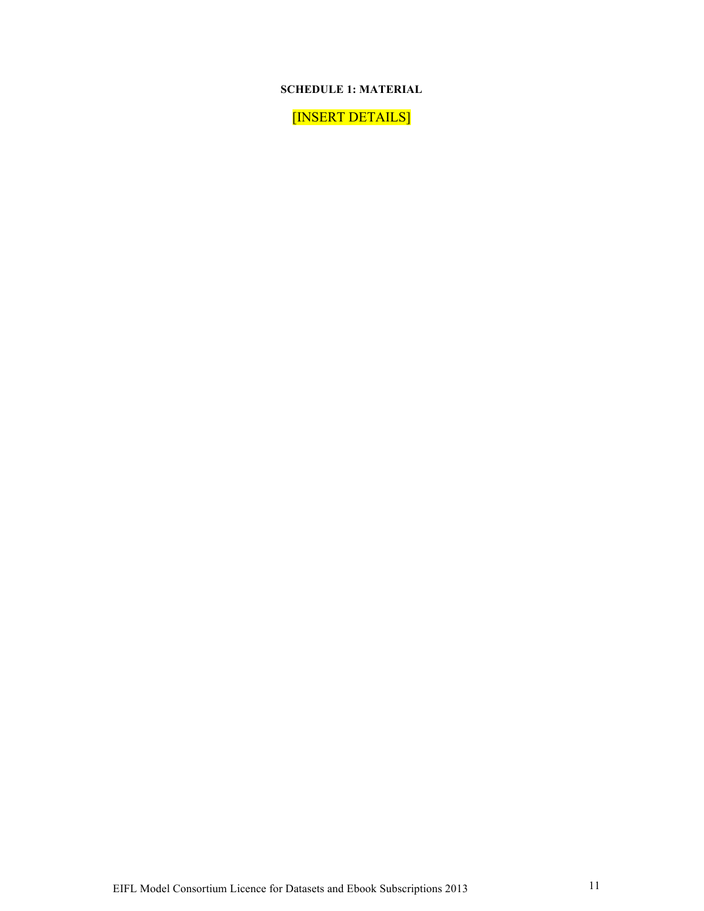**SCHEDULE 1: MATERIAL**

[INSERT DETAILS]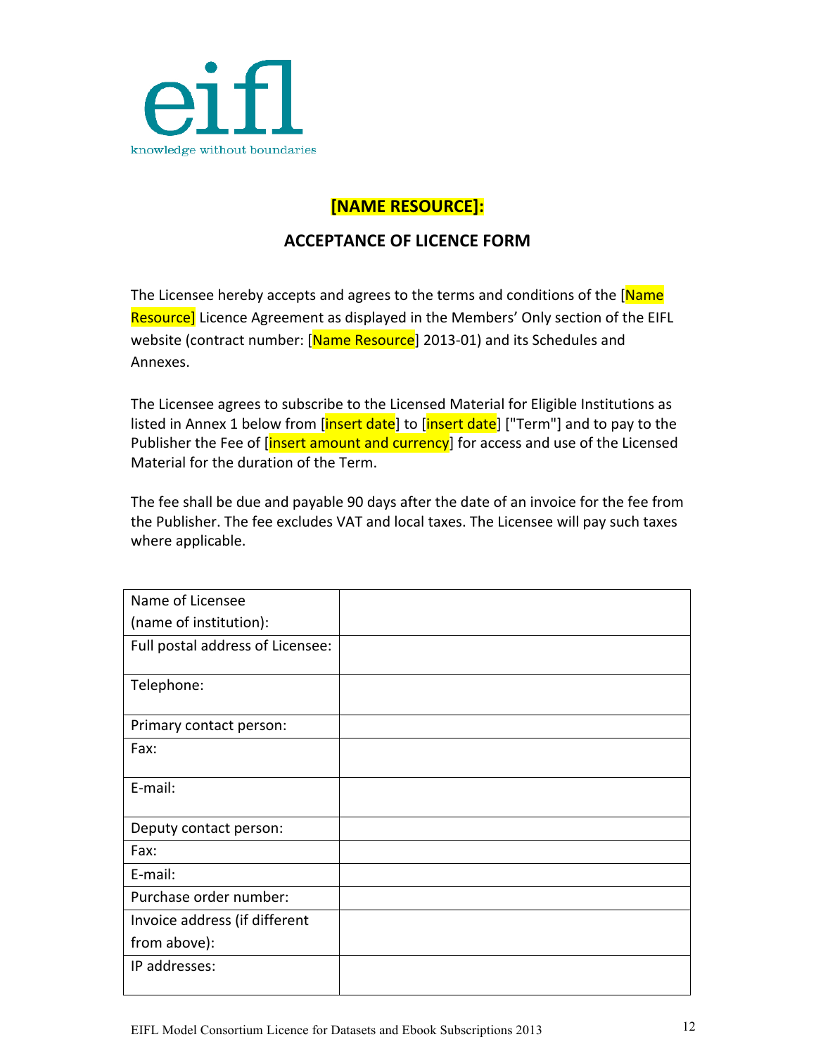eifl

knowledge without boundaries

## [NAME RESOURCE]:

## ACCEPTANCE OF LICENCE FORM

The Licensee hereby accepts and agrees to the terms and conditions of the [Name Resource] Licence Agreement as displayed in the Members' Only section of the EIFL website (contract number: [Name Resource] 2013-01) and its Schedules and Annexes.

The Licensee agrees to subscribe to the Licensed Material for Eligible Institutions as listed in Annex 1 below from [insert date] to [insert date] ["Term"] and to pay to the Publisher the Fee of [insert amount and currency] for access and use of the Licensed Material for the duration of the Term.

The fee shall be due and payable 90 days after the date of an invoice for the fee from the Publisher. The fee excludes VAT and local taxes. The Licensee will pay such taxes where applicable.

| | |
|---|---|
| Name of Licensee (name of institution): | |
| Full postal address of Licensee: | |
| Telephone: | |
| Primary contact person: | |
| Fax: | |
| E-mail: | |
| Deputy contact person: | |
| Fax: | |
| E-mail: | |
| Purchase order number: | |
| Invoice address (if different from above): | |
| IP addresses: | |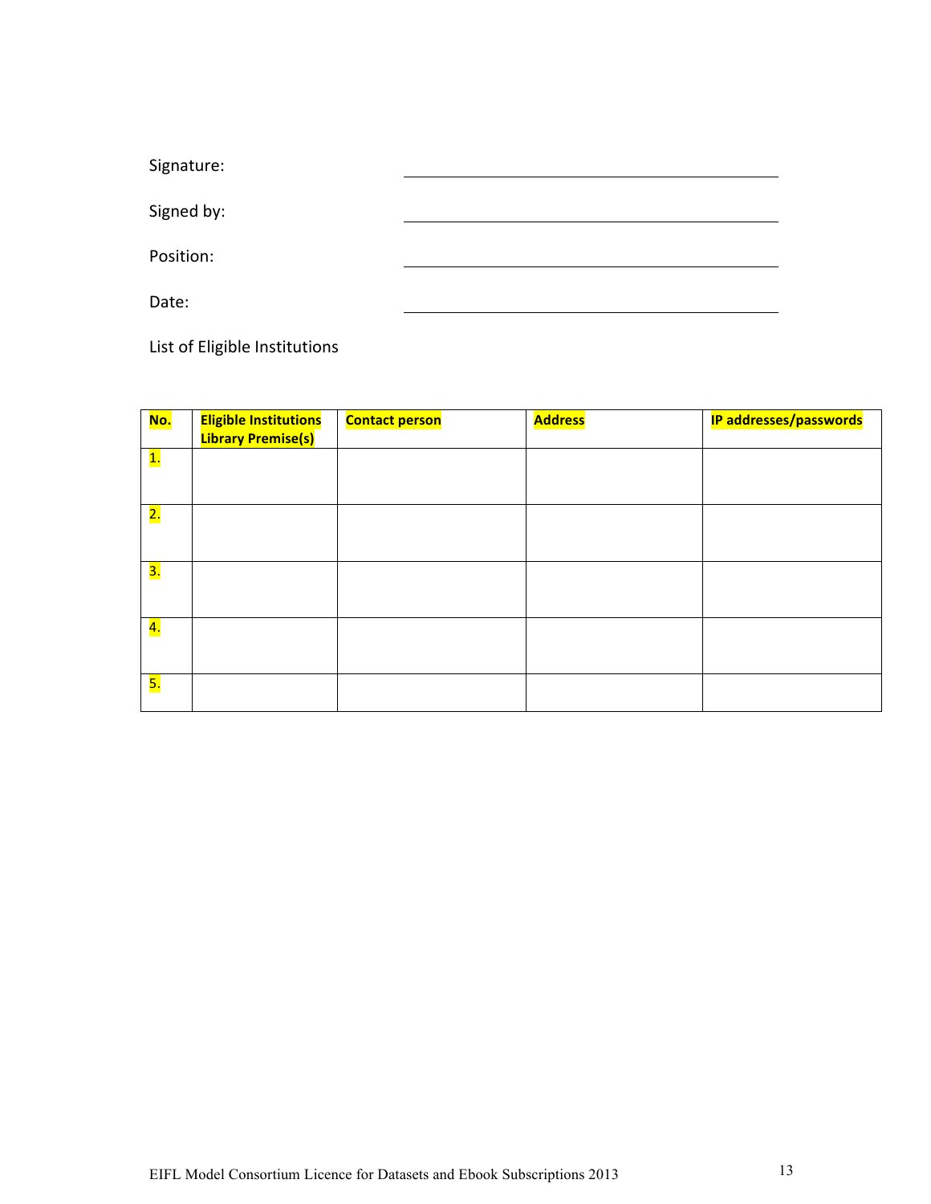Signature: \_\_\_\_\_\_\_\_\_\_\_\_\_\_\_\_\_\_\_\_\_\_\_\_\_\_\_\_\_\_\_\_

Signed by: \_\_\_\_\_\_\_\_\_\_\_\_\_\_\_\_\_\_\_\_\_\_\_\_\_\_\_\_\_\_\_\_

Position: \_\_\_\_\_\_\_\_\_\_\_\_\_\_\_\_\_\_\_\_\_\_\_\_\_\_\_\_\_\_\_\_

Date: \_\_\_\_\_\_\_\_\_\_\_\_\_\_\_\_\_\_\_\_\_\_\_\_\_\_\_\_\_\_\_\_

List of Eligible Institutions

| **No.** | **Eligible Institutions Library Premise(s)** | **Contact person** | **Address** | **IP addresses/passwords** |
|---|---|---|---|---|
| 1. | | | | |
| 2. | | | | |
| 3. | | | | |
| 4. | | | | |
| 5. | | | | |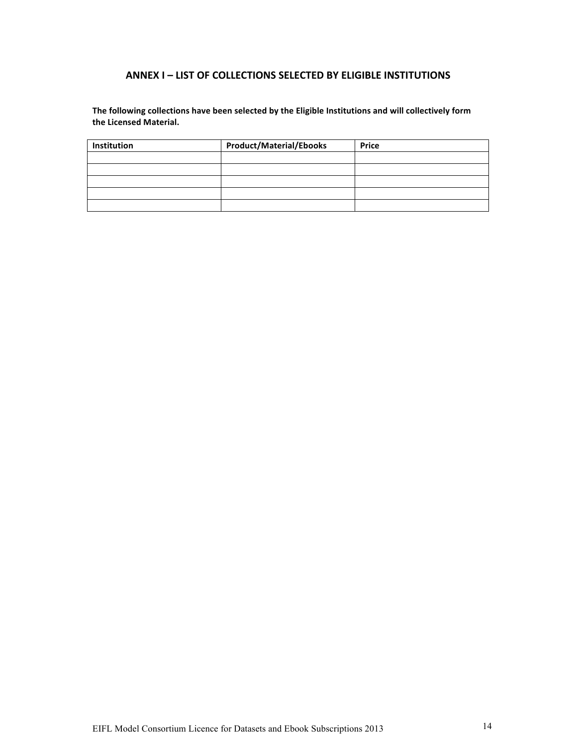## ANNEX I – LIST OF COLLECTIONS SELECTED BY ELIGIBLE INSTITUTIONS

**The following collections have been selected by the Eligible Institutions and will collectively form the Licensed Material.**

| Institution | Product/Material/Ebooks | Price |
|---|---|---|
| | | |
| | | |
| | | |
| | | |
| | | |